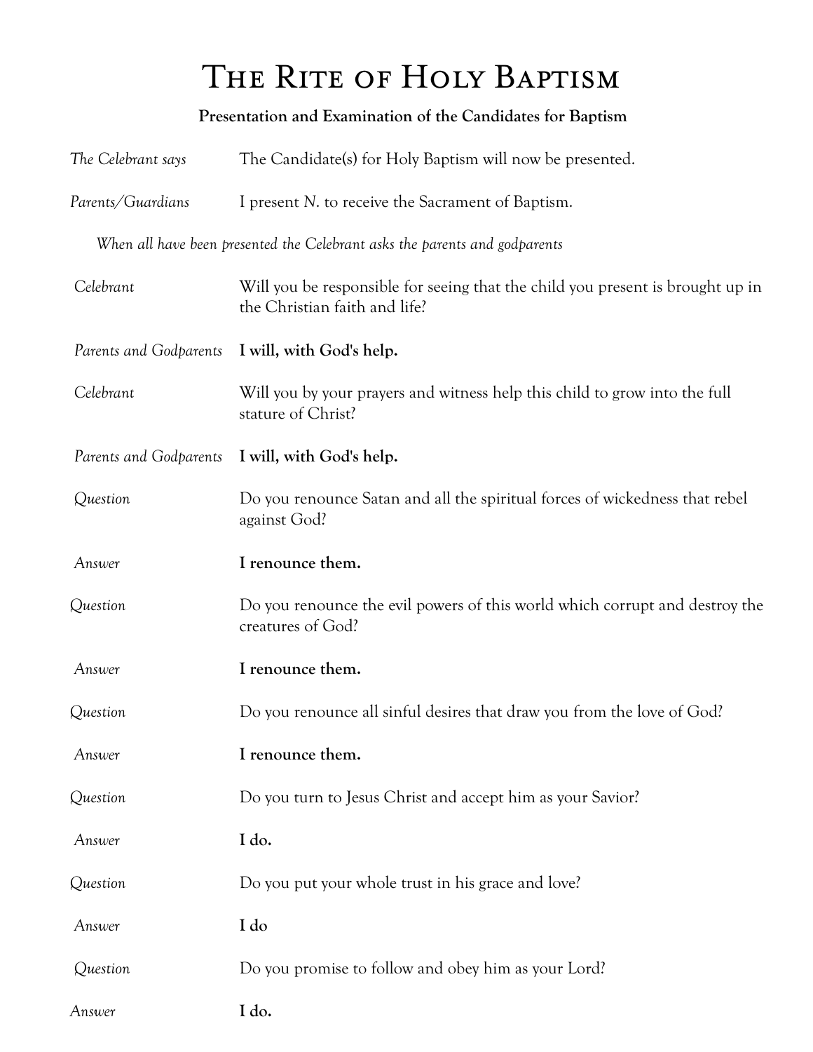# The Rite of Holy Baptism

**Presentation and Examination of the Candidates for Baptism**

| | |
|---|---|
| *The Celebrant says* | The Candidate(s) for Holy Baptism will now be presented. |
| *Parents/Guardians* | I present *N.* to receive the Sacrament of Baptism. |

*When all have been presented the Celebrant asks the parents and godparents*

| | |
|---|---|
| *Celebrant* | Will you be responsible for seeing that the child you present is brought up in the Christian faith and life? |
| *Parents and Godparents* | **I will, with God's help.** |
| *Celebrant* | Will you by your prayers and witness help this child to grow into the full stature of Christ? |
| *Parents and Godparents* | **I will, with God's help.** |
| *Question* | Do you renounce Satan and all the spiritual forces of wickedness that rebel against God? |
| *Answer* | **I renounce them.** |
| *Question* | Do you renounce the evil powers of this world which corrupt and destroy the creatures of God? |
| *Answer* | **I renounce them.** |
| *Question* | Do you renounce all sinful desires that draw you from the love of God? |
| *Answer* | **I renounce them.** |
| *Question* | Do you turn to Jesus Christ and accept him as your Savior? |
| *Answer* | **I do.** |
| *Question* | Do you put your whole trust in his grace and love? |
| *Answer* | **I do** |
| *Question* | Do you promise to follow and obey him as your Lord? |
| *Answer* | **I do.** |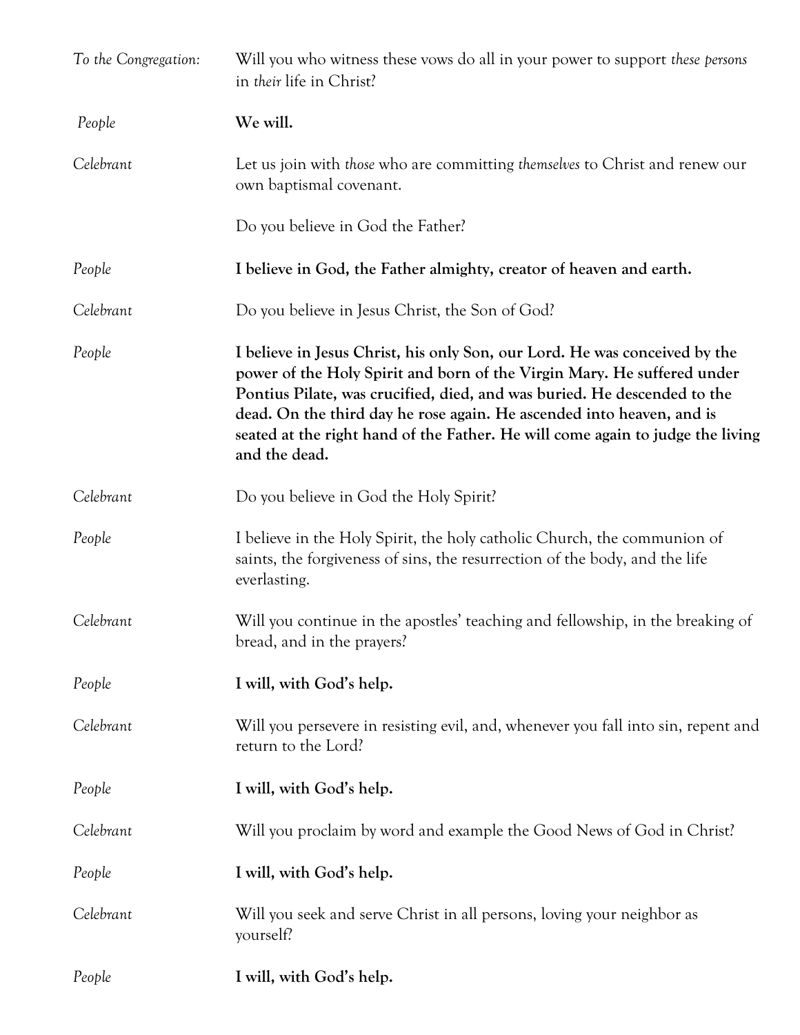*To the Congregation:* Will you who witness these vows do all in your power to support *these persons* in *their* life in Christ?

*People* **We will.**

*Celebrant* Let us join with *those* who are committing *themselves* to Christ and renew our own baptismal covenant.

Do you believe in God the Father?

*People* **I believe in God, the Father almighty, creator of heaven and earth.**

*Celebrant* Do you believe in Jesus Christ, the Son of God?

*People* **I believe in Jesus Christ, his only Son, our Lord. He was conceived by the power of the Holy Spirit and born of the Virgin Mary. He suffered under Pontius Pilate, was crucified, died, and was buried. He descended to the dead. On the third day he rose again. He ascended into heaven, and is seated at the right hand of the Father. He will come again to judge the living and the dead.**

*Celebrant* Do you believe in God the Holy Spirit?

*People* I believe in the Holy Spirit, the holy catholic Church, the communion of saints, the forgiveness of sins, the resurrection of the body, and the life everlasting.

*Celebrant* Will you continue in the apostles' teaching and fellowship, in the breaking of bread, and in the prayers?

*People* **I will, with God's help.**

*Celebrant* Will you persevere in resisting evil, and, whenever you fall into sin, repent and return to the Lord?

*People* **I will, with God's help.**

*Celebrant* Will you proclaim by word and example the Good News of God in Christ?

*People* **I will, with God's help.**

*Celebrant* Will you seek and serve Christ in all persons, loving your neighbor as yourself?

*People* **I will, with God's help.**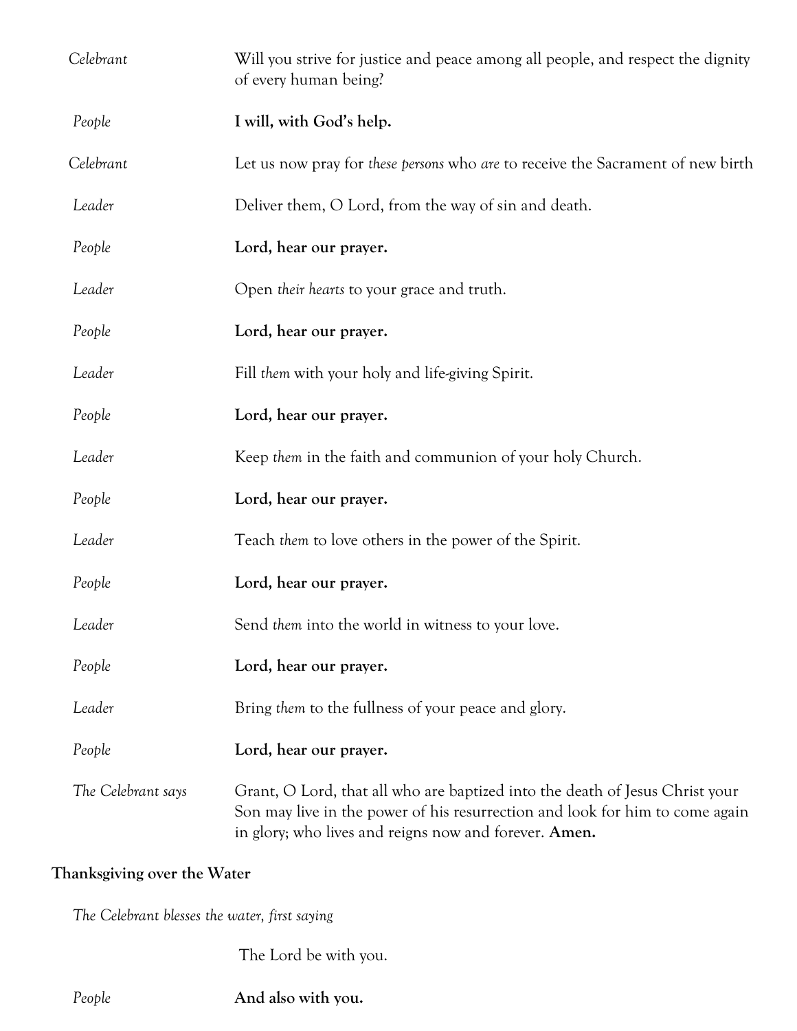| | |
|---|---|
| *Celebrant* | Will you strive for justice and peace among all people, and respect the dignity of every human being? |
| *People* | **I will, with God's help.** |
| *Celebrant* | Let us now pray for *these persons* who *are* to receive the Sacrament of new birth |
| *Leader* | Deliver them, O Lord, from the way of sin and death. |
| *People* | **Lord, hear our prayer.** |
| *Leader* | Open *their hearts* to your grace and truth. |
| *People* | **Lord, hear our prayer.** |
| *Leader* | Fill *them* with your holy and life-giving Spirit. |
| *People* | **Lord, hear our prayer.** |
| *Leader* | Keep *them* in the faith and communion of your holy Church. |
| *People* | **Lord, hear our prayer.** |
| *Leader* | Teach *them* to love others in the power of the Spirit. |
| *People* | **Lord, hear our prayer.** |
| *Leader* | Send *them* into the world in witness to your love. |
| *People* | **Lord, hear our prayer.** |
| *Leader* | Bring *them* to the fullness of your peace and glory. |
| *People* | **Lord, hear our prayer.** |
| *The Celebrant says* | Grant, O Lord, that all who are baptized into the death of Jesus Christ your Son may live in the power of his resurrection and look for him to come again in glory; who lives and reigns now and forever. **Amen.** |

**Thanksgiving over the Water**

*The Celebrant blesses the water, first saying*

| | |
|---|---|
| | The Lord be with you. |
| *People* | **And also with you.** |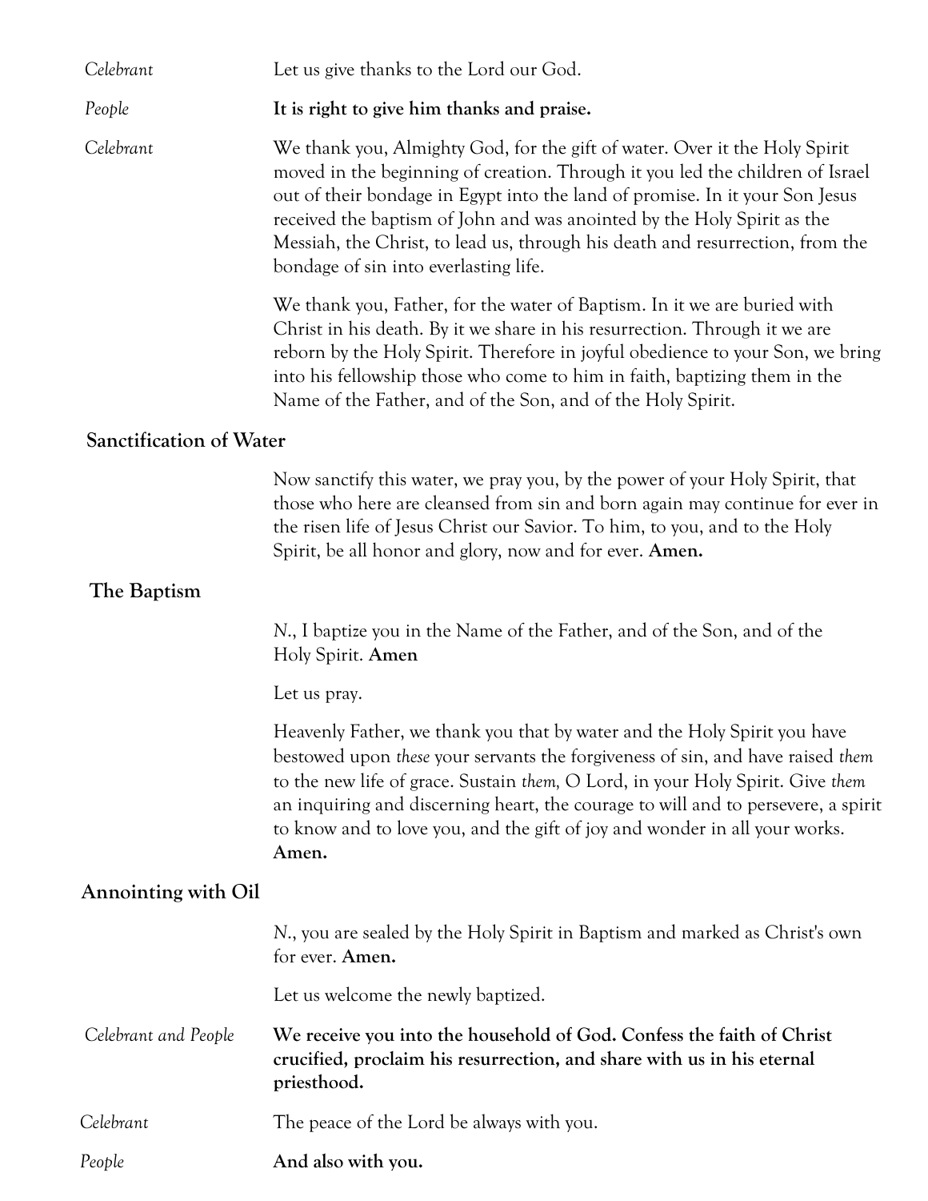*Celebrant* Let us give thanks to the Lord our God.

*People* **It is right to give him thanks and praise.**

*Celebrant* We thank you, Almighty God, for the gift of water. Over it the Holy Spirit moved in the beginning of creation. Through it you led the children of Israel out of their bondage in Egypt into the land of promise. In it your Son Jesus received the baptism of John and was anointed by the Holy Spirit as the Messiah, the Christ, to lead us, through his death and resurrection, from the bondage of sin into everlasting life.

We thank you, Father, for the water of Baptism. In it we are buried with Christ in his death. By it we share in his resurrection. Through it we are reborn by the Holy Spirit. Therefore in joyful obedience to your Son, we bring into his fellowship those who come to him in faith, baptizing them in the Name of the Father, and of the Son, and of the Holy Spirit.

## Sanctification of Water

Now sanctify this water, we pray you, by the power of your Holy Spirit, that those who here are cleansed from sin and born again may continue for ever in the risen life of Jesus Christ our Savior. To him, to you, and to the Holy Spirit, be all honor and glory, now and for ever. **Amen.**

## The Baptism

*N*., I baptize you in the Name of the Father, and of the Son, and of the Holy Spirit. **Amen**

Let us pray.

Heavenly Father, we thank you that by water and the Holy Spirit you have bestowed upon *these* your servants the forgiveness of sin, and have raised *them* to the new life of grace. Sustain *them,* O Lord, in your Holy Spirit. Give *them* an inquiring and discerning heart, the courage to will and to persevere, a spirit to know and to love you, and the gift of joy and wonder in all your works. **Amen.**

## Annointing with Oil

*N*., you are sealed by the Holy Spirit in Baptism and marked as Christ's own for ever. **Amen.**

Let us welcome the newly baptized.

*Celebrant and People* **We receive you into the household of God. Confess the faith of Christ crucified, proclaim his resurrection, and share with us in his eternal priesthood.**

*Celebrant* The peace of the Lord be always with you.

*People* **And also with you.**